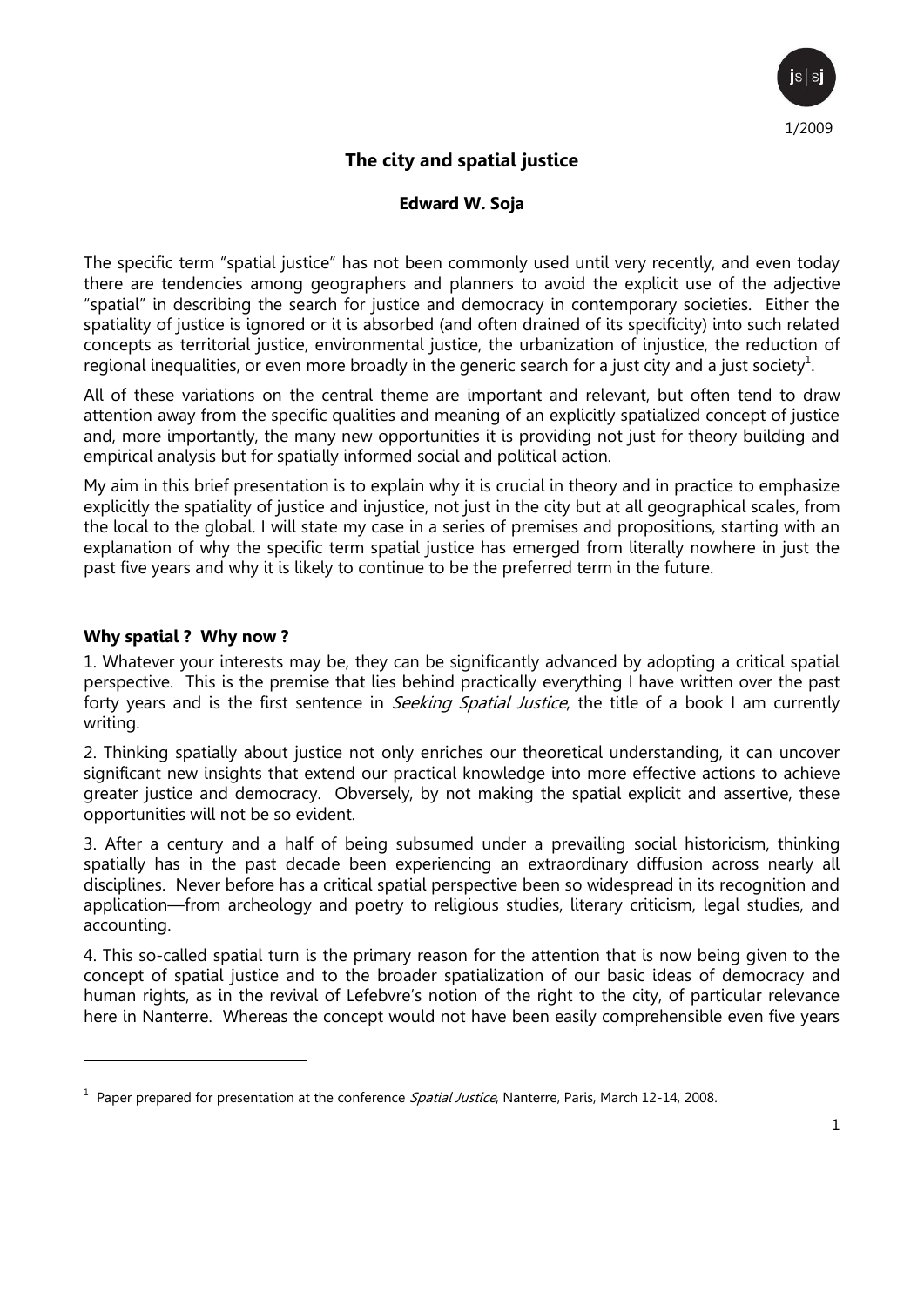# The city and spatial justice

**Edward W. Soja**

The specific term "spatial justice" has not been commonly used until very recently, and even today there are tendencies among geographers and planners to avoid the explicit use of the adjective "spatial" in describing the search for justice and democracy in contemporary societies. Either the spatiality of justice is ignored or it is absorbed (and often drained of its specificity) into such related concepts as territorial justice, environmental justice, the urbanization of injustice, the reduction of regional inequalities, or even more broadly in the generic search for a just city and a just society[1].

All of these variations on the central theme are important and relevant, but often tend to draw attention away from the specific qualities and meaning of an explicitly spatialized concept of justice and, more importantly, the many new opportunities it is providing not just for theory building and empirical analysis but for spatially informed social and political action.

My aim in this brief presentation is to explain why it is crucial in theory and in practice to emphasize explicitly the spatiality of justice and injustice, not just in the city but at all geographical scales, from the local to the global. I will state my case in a series of premises and propositions, starting with an explanation of why the specific term spatial justice has emerged from literally nowhere in just the past five years and why it is likely to continue to be the preferred term in the future.

## Why spatial ? Why now ?

1. Whatever your interests may be, they can be significantly advanced by adopting a critical spatial perspective. This is the premise that lies behind practically everything I have written over the past forty years and is the first sentence in *Seeking Spatial Justice*, the title of a book I am currently writing.

2. Thinking spatially about justice not only enriches our theoretical understanding, it can uncover significant new insights that extend our practical knowledge into more effective actions to achieve greater justice and democracy. Obversely, by not making the spatial explicit and assertive, these opportunities will not be so evident.

3. After a century and a half of being subsumed under a prevailing social historicism, thinking spatially has in the past decade been experiencing an extraordinary diffusion across nearly all disciplines. Never before has a critical spatial perspective been so widespread in its recognition and application—from archeology and poetry to religious studies, literary criticism, legal studies, and accounting.

4. This so-called spatial turn is the primary reason for the attention that is now being given to the concept of spatial justice and to the broader spatialization of our basic ideas of democracy and human rights, as in the revival of Lefebvre's notion of the right to the city, of particular relevance here in Nanterre. Whereas the concept would not have been easily comprehensible even five years

---

[1] Paper prepared for presentation at the conference *Spatial Justice*, Nanterre, Paris, March 12-14, 2008.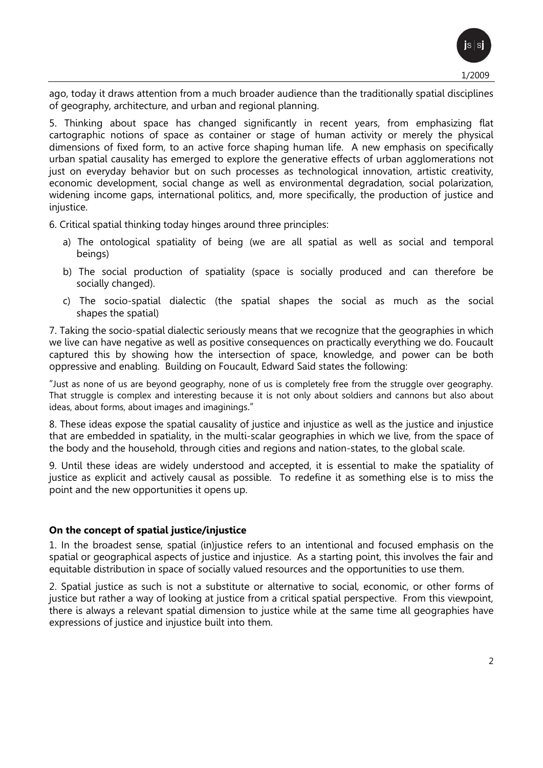ago, today it draws attention from a much broader audience than the traditionally spatial disciplines of geography, architecture, and urban and regional planning.

5. Thinking about space has changed significantly in recent years, from emphasizing flat cartographic notions of space as container or stage of human activity or merely the physical dimensions of fixed form, to an active force shaping human life. A new emphasis on specifically urban spatial causality has emerged to explore the generative effects of urban agglomerations not just on everyday behavior but on such processes as technological innovation, artistic creativity, economic development, social change as well as environmental degradation, social polarization, widening income gaps, international politics, and, more specifically, the production of justice and injustice.

6. Critical spatial thinking today hinges around three principles:

a) The ontological spatiality of being (we are all spatial as well as social and temporal beings)

b) The social production of spatiality (space is socially produced and can therefore be socially changed).

c) The socio-spatial dialectic (the spatial shapes the social as much as the social shapes the spatial)

7. Taking the socio-spatial dialectic seriously means that we recognize that the geographies in which we live can have negative as well as positive consequences on practically everything we do. Foucault captured this by showing how the intersection of space, knowledge, and power can be both oppressive and enabling. Building on Foucault, Edward Said states the following:

"Just as none of us are beyond geography, none of us is completely free from the struggle over geography. That struggle is complex and interesting because it is not only about soldiers and cannons but also about ideas, about forms, about images and imaginings."

8. These ideas expose the spatial causality of justice and injustice as well as the justice and injustice that are embedded in spatiality, in the multi-scalar geographies in which we live, from the space of the body and the household, through cities and regions and nation-states, to the global scale.

9. Until these ideas are widely understood and accepted, it is essential to make the spatiality of justice as explicit and actively causal as possible. To redefine it as something else is to miss the point and the new opportunities it opens up.

**On the concept of spatial justice/injustice**

1. In the broadest sense, spatial (in)justice refers to an intentional and focused emphasis on the spatial or geographical aspects of justice and injustice. As a starting point, this involves the fair and equitable distribution in space of socially valued resources and the opportunities to use them.

2. Spatial justice as such is not a substitute or alternative to social, economic, or other forms of justice but rather a way of looking at justice from a critical spatial perspective. From this viewpoint, there is always a relevant spatial dimension to justice while at the same time all geographies have expressions of justice and injustice built into them.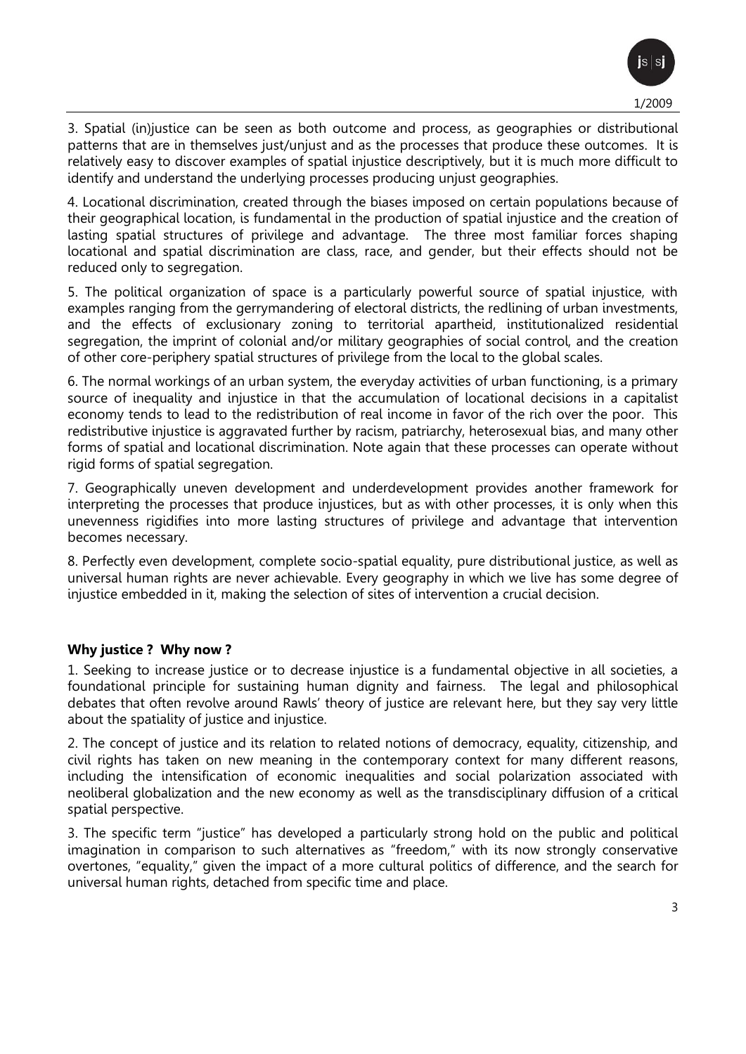3. Spatial (in)justice can be seen as both outcome and process, as geographies or distributional patterns that are in themselves just/unjust and as the processes that produce these outcomes. It is relatively easy to discover examples of spatial injustice descriptively, but it is much more difficult to identify and understand the underlying processes producing unjust geographies.

4. Locational discrimination, created through the biases imposed on certain populations because of their geographical location, is fundamental in the production of spatial injustice and the creation of lasting spatial structures of privilege and advantage. The three most familiar forces shaping locational and spatial discrimination are class, race, and gender, but their effects should not be reduced only to segregation.

5. The political organization of space is a particularly powerful source of spatial injustice, with examples ranging from the gerrymandering of electoral districts, the redlining of urban investments, and the effects of exclusionary zoning to territorial apartheid, institutionalized residential segregation, the imprint of colonial and/or military geographies of social control, and the creation of other core-periphery spatial structures of privilege from the local to the global scales.

6. The normal workings of an urban system, the everyday activities of urban functioning, is a primary source of inequality and injustice in that the accumulation of locational decisions in a capitalist economy tends to lead to the redistribution of real income in favor of the rich over the poor. This redistributive injustice is aggravated further by racism, patriarchy, heterosexual bias, and many other forms of spatial and locational discrimination. Note again that these processes can operate without rigid forms of spatial segregation.

7. Geographically uneven development and underdevelopment provides another framework for interpreting the processes that produce injustices, but as with other processes, it is only when this unevenness rigidifies into more lasting structures of privilege and advantage that intervention becomes necessary.

8. Perfectly even development, complete socio-spatial equality, pure distributional justice, as well as universal human rights are never achievable. Every geography in which we live has some degree of injustice embedded in it, making the selection of sites of intervention a crucial decision.

**Why justice ? Why now ?**

1. Seeking to increase justice or to decrease injustice is a fundamental objective in all societies, a foundational principle for sustaining human dignity and fairness. The legal and philosophical debates that often revolve around Rawls' theory of justice are relevant here, but they say very little about the spatiality of justice and injustice.

2. The concept of justice and its relation to related notions of democracy, equality, citizenship, and civil rights has taken on new meaning in the contemporary context for many different reasons, including the intensification of economic inequalities and social polarization associated with neoliberal globalization and the new economy as well as the transdisciplinary diffusion of a critical spatial perspective.

3. The specific term "justice" has developed a particularly strong hold on the public and political imagination in comparison to such alternatives as "freedom," with its now strongly conservative overtones, "equality," given the impact of a more cultural politics of difference, and the search for universal human rights, detached from specific time and place.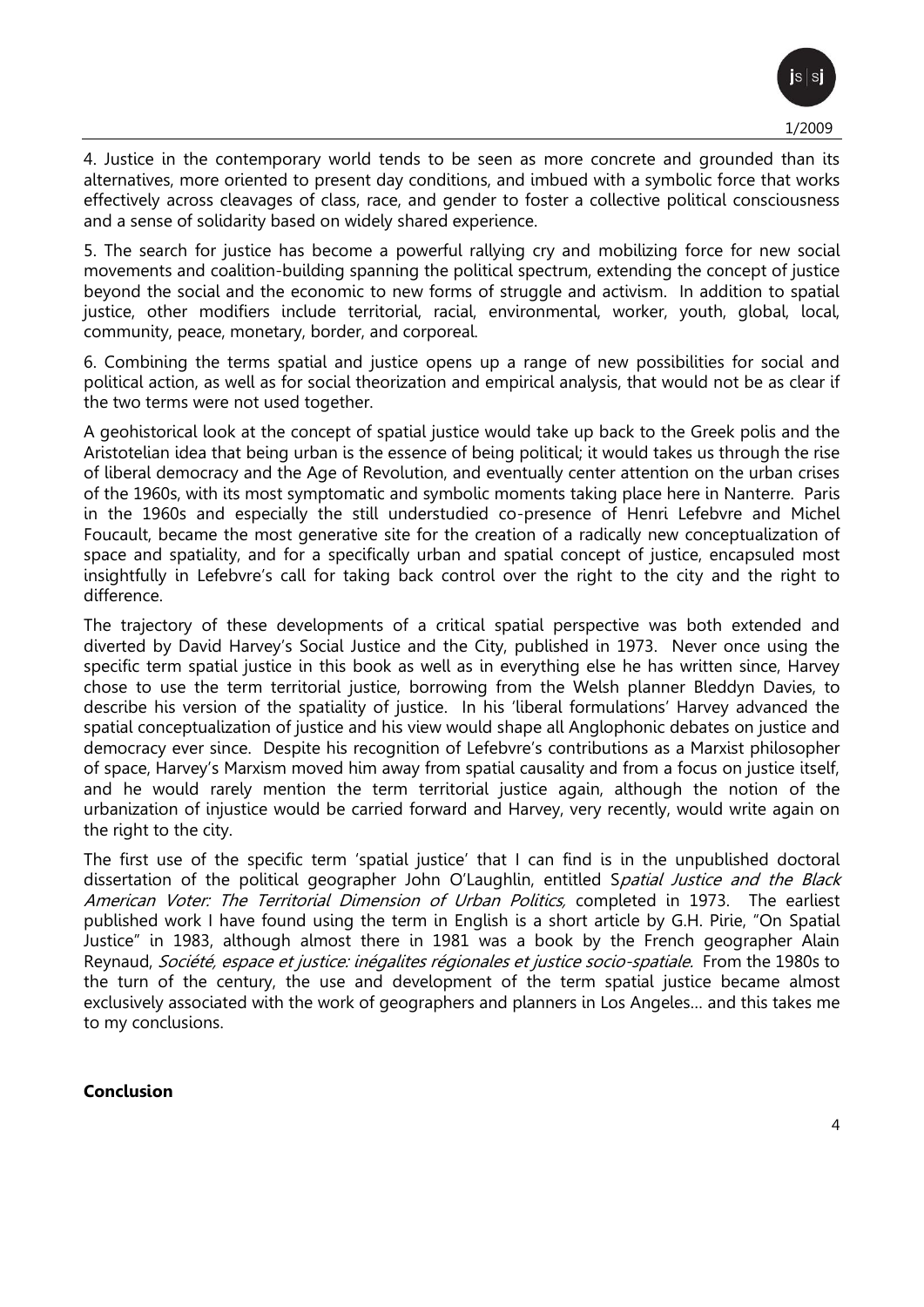4. Justice in the contemporary world tends to be seen as more concrete and grounded than its alternatives, more oriented to present day conditions, and imbued with a symbolic force that works effectively across cleavages of class, race, and gender to foster a collective political consciousness and a sense of solidarity based on widely shared experience.

5. The search for justice has become a powerful rallying cry and mobilizing force for new social movements and coalition-building spanning the political spectrum, extending the concept of justice beyond the social and the economic to new forms of struggle and activism. In addition to spatial justice, other modifiers include territorial, racial, environmental, worker, youth, global, local, community, peace, monetary, border, and corporeal.

6. Combining the terms spatial and justice opens up a range of new possibilities for social and political action, as well as for social theorization and empirical analysis, that would not be as clear if the two terms were not used together.

A geohistorical look at the concept of spatial justice would take up back to the Greek polis and the Aristotelian idea that being urban is the essence of being political; it would takes us through the rise of liberal democracy and the Age of Revolution, and eventually center attention on the urban crises of the 1960s, with its most symptomatic and symbolic moments taking place here in Nanterre. Paris in the 1960s and especially the still understudied co-presence of Henri Lefebvre and Michel Foucault, became the most generative site for the creation of a radically new conceptualization of space and spatiality, and for a specifically urban and spatial concept of justice, encapsuled most insightfully in Lefebvre's call for taking back control over the right to the city and the right to difference.

The trajectory of these developments of a critical spatial perspective was both extended and diverted by David Harvey's Social Justice and the City, published in 1973. Never once using the specific term spatial justice in this book as well as in everything else he has written since, Harvey chose to use the term territorial justice, borrowing from the Welsh planner Bleddyn Davies, to describe his version of the spatiality of justice. In his 'liberal formulations' Harvey advanced the spatial conceptualization of justice and his view would shape all Anglophonic debates on justice and democracy ever since. Despite his recognition of Lefebvre's contributions as a Marxist philosopher of space, Harvey's Marxism moved him away from spatial causality and from a focus on justice itself, and he would rarely mention the term territorial justice again, although the notion of the urbanization of injustice would be carried forward and Harvey, very recently, would write again on the right to the city.

The first use of the specific term 'spatial justice' that I can find is in the unpublished doctoral dissertation of the political geographer John O'Laughlin, entitled S*patial Justice and the Black American Voter: The Territorial Dimension of Urban Politics,* completed in 1973. The earliest published work I have found using the term in English is a short article by G.H. Pirie, "On Spatial Justice" in 1983, although almost there in 1981 was a book by the French geographer Alain Reynaud, *Société, espace et justice: inégalites régionales et justice socio-spatiale.* From the 1980s to the turn of the century, the use and development of the term spatial justice became almost exclusively associated with the work of geographers and planners in Los Angeles… and this takes me to my conclusions.

**Conclusion**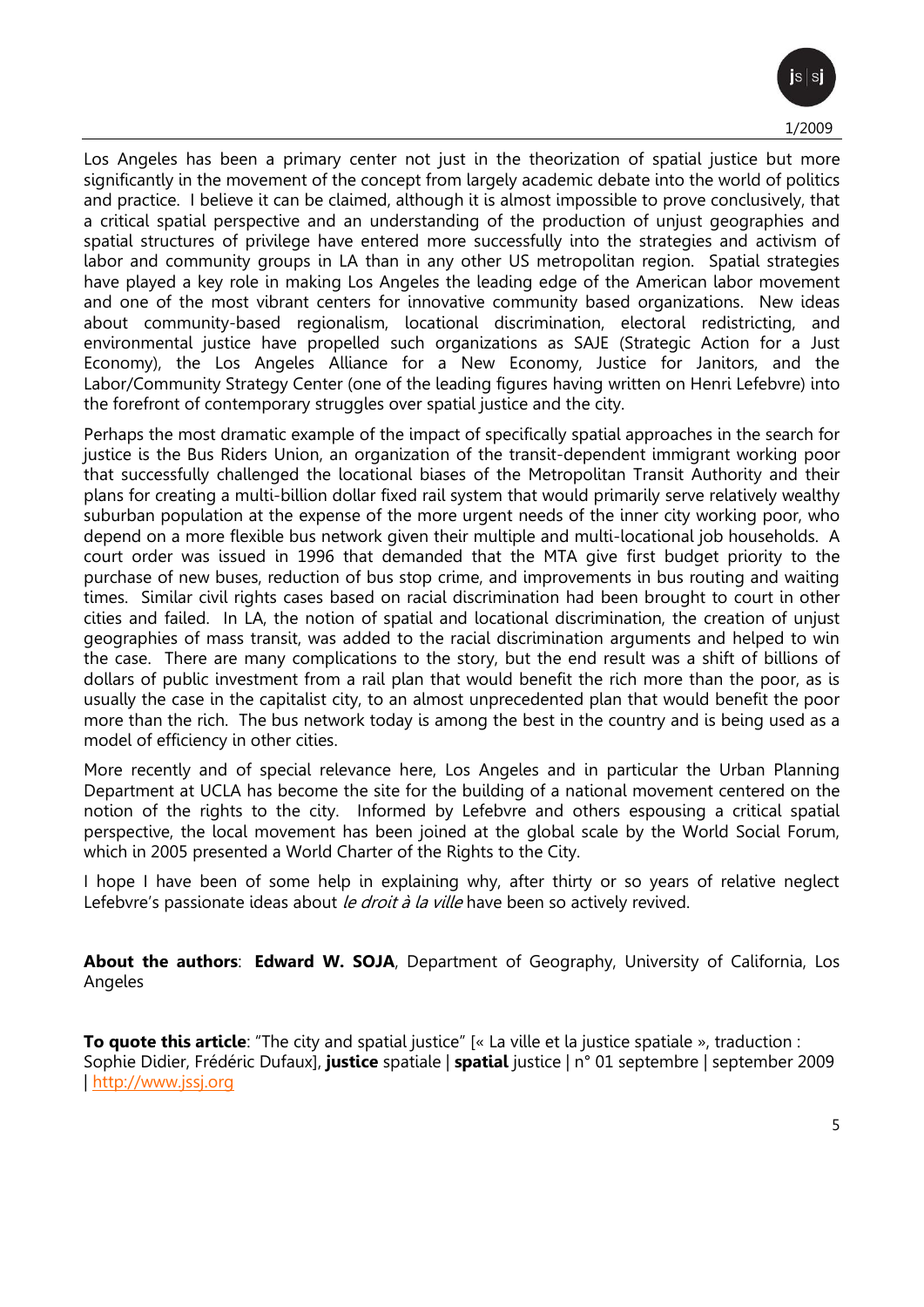Los Angeles has been a primary center not just in the theorization of spatial justice but more significantly in the movement of the concept from largely academic debate into the world of politics and practice. I believe it can be claimed, although it is almost impossible to prove conclusively, that a critical spatial perspective and an understanding of the production of unjust geographies and spatial structures of privilege have entered more successfully into the strategies and activism of labor and community groups in LA than in any other US metropolitan region. Spatial strategies have played a key role in making Los Angeles the leading edge of the American labor movement and one of the most vibrant centers for innovative community based organizations. New ideas about community-based regionalism, locational discrimination, electoral redistricting, and environmental justice have propelled such organizations as SAJE (Strategic Action for a Just Economy), the Los Angeles Alliance for a New Economy, Justice for Janitors, and the Labor/Community Strategy Center (one of the leading figures having written on Henri Lefebvre) into the forefront of contemporary struggles over spatial justice and the city.

Perhaps the most dramatic example of the impact of specifically spatial approaches in the search for justice is the Bus Riders Union, an organization of the transit-dependent immigrant working poor that successfully challenged the locational biases of the Metropolitan Transit Authority and their plans for creating a multi-billion dollar fixed rail system that would primarily serve relatively wealthy suburban population at the expense of the more urgent needs of the inner city working poor, who depend on a more flexible bus network given their multiple and multi-locational job households. A court order was issued in 1996 that demanded that the MTA give first budget priority to the purchase of new buses, reduction of bus stop crime, and improvements in bus routing and waiting times. Similar civil rights cases based on racial discrimination had been brought to court in other cities and failed. In LA, the notion of spatial and locational discrimination, the creation of unjust geographies of mass transit, was added to the racial discrimination arguments and helped to win the case. There are many complications to the story, but the end result was a shift of billions of dollars of public investment from a rail plan that would benefit the rich more than the poor, as is usually the case in the capitalist city, to an almost unprecedented plan that would benefit the poor more than the rich. The bus network today is among the best in the country and is being used as a model of efficiency in other cities.

More recently and of special relevance here, Los Angeles and in particular the Urban Planning Department at UCLA has become the site for the building of a national movement centered on the notion of the rights to the city. Informed by Lefebvre and others espousing a critical spatial perspective, the local movement has been joined at the global scale by the World Social Forum, which in 2005 presented a World Charter of the Rights to the City.

I hope I have been of some help in explaining why, after thirty or so years of relative neglect Lefebvre's passionate ideas about *le droit à la ville* have been so actively revived.

**About the authors**: **Edward W. SOJA**, Department of Geography, University of California, Los Angeles

**To quote this article**: "The city and spatial justice" [« La ville et la justice spatiale », traduction : Sophie Didier, Frédéric Dufaux], **justice** spatiale | **spatial** justice | n° 01 septembre | september 2009 | http://www.jssj.org